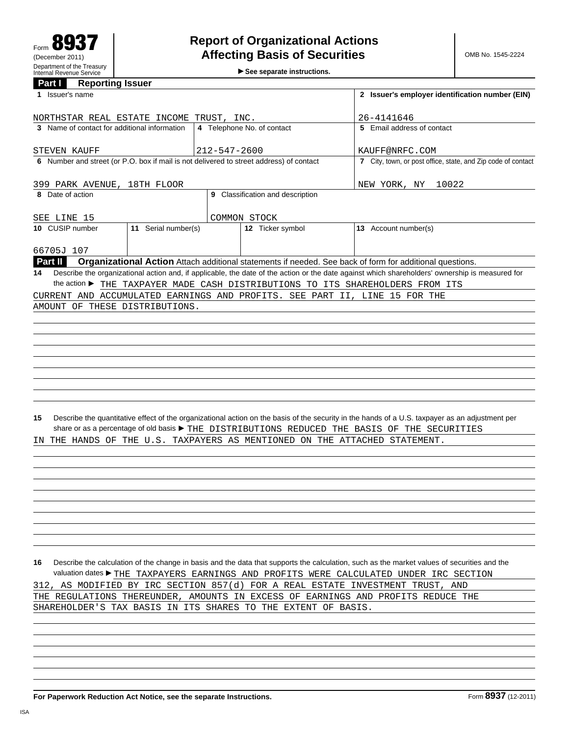Form **8937** (December 2011)
Department of the Treasury
Internal Revenue Service

# Report of Organizational Actions Affecting Basis of Securities

► See separate instructions.

OMB No. 1545-2224

## Part I Reporting Issuer

| 1 Issuer's name | | | 2 Issuer's employer identification number (EIN) |
|---|---|---|---|
| NORTHSTAR REAL ESTATE INCOME TRUST, INC. | | | 26-4141646 |
| 3 Name of contact for additional information | 4 Telephone No. of contact | | 5 Email address of contact |
| STEVEN KAUFF | 212-547-2600 | | KAUFF@NRFC.COM |
| 6 Number and street (or P.O. box if mail is not delivered to street address) of contact | | | 7 City, town, or post office, state, and Zip code of contact |
| 399 PARK AVENUE, 18TH FLOOR | | | NEW YORK, NY 10022 |
| 8 Date of action | 9 Classification and description | | |
| SEE LINE 15 | COMMON STOCK | | |
| 10 CUSIP number | 11 Serial number(s) | 12 Ticker symbol | 13 Account number(s) |
| 66705J 107 | | | |

## Part II Organizational Action

Attach additional statements if needed. See back of form for additional questions.

**14** Describe the organizational action and, if applicable, the date of the action or the date against which shareholders' ownership is measured for the action ► THE TAXPAYER MADE CASH DISTRIBUTIONS TO ITS SHAREHOLDERS FROM ITS CURRENT AND ACCUMULATED EARNINGS AND PROFITS. SEE PART II, LINE 15 FOR THE AMOUNT OF THESE DISTRIBUTIONS.

**15** Describe the quantitative effect of the organizational action on the basis of the security in the hands of a U.S. taxpayer as an adjustment per share or as a percentage of old basis ► THE DISTRIBUTIONS REDUCED THE BASIS OF THE SECURITIES IN THE HANDS OF THE U.S. TAXPAYERS AS MENTIONED ON THE ATTACHED STATEMENT.

**16** Describe the calculation of the change in basis and the data that supports the calculation, such as the market values of securities and the valuation dates ► THE TAXPAYERS EARNINGS AND PROFITS WERE CALCULATED UNDER IRC SECTION 312, AS MODIFIED BY IRC SECTION 857(d) FOR A REAL ESTATE INVESTMENT TRUST, AND THE REGULATIONS THEREUNDER, AMOUNTS IN EXCESS OF EARNINGS AND PROFITS REDUCE THE SHAREHOLDER'S TAX BASIS IN ITS SHARES TO THE EXTENT OF BASIS.

**For Paperwork Reduction Act Notice, see the separate Instructions.**

Form **8937** (12-2011)

ISA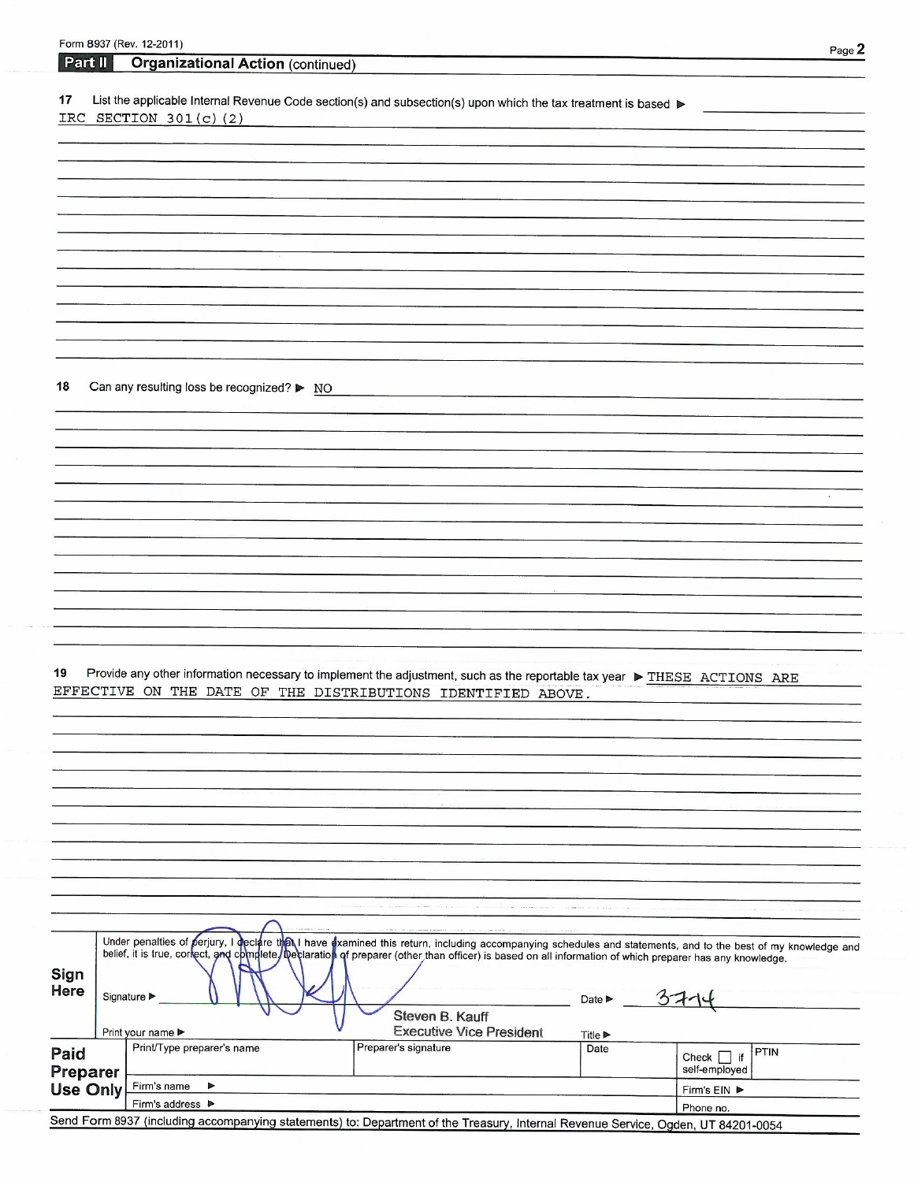Form 8937 (Rev. 12-2011)

## Part II Organizational Action (continued)

**17** List the applicable Internal Revenue Code section(s) and subsection(s) upon which the tax treatment is based ▶

IRC SECTION 301(c)(2)

**18** Can any resulting loss be recognized? ▶ NO

**19** Provide any other information necessary to implement the adjustment, such as the reportable tax year ▶ THESE ACTIONS ARE EFFECTIVE ON THE DATE OF THE DISTRIBUTIONS IDENTIFIED ABOVE.

**Sign Here**

Under penalties of perjury, I declare that I have examined this return, including accompanying schedules and statements, and to the best of my knowledge and belief, it is true, correct, and complete. Declaration of preparer (other than officer) is based on all information of which preparer has any knowledge.

Signature ▶ [signature] Date ▶ 3-7-14

Print your name ▶ Steven B. Kauff Title ▶ Executive Vice President

| **Paid Preparer Use Only** | Print/Type preparer's name | Preparer's signature | Date | Check ☐ if self-employed | PTIN |
|---|---|---|---|---|---|
| | Firm's name ▶ | | | Firm's EIN ▶ | |
| | Firm's address ▶ | | | Phone no. | |

Send Form 8937 (including accompanying statements) to: Department of the Treasury, Internal Revenue Service, Ogden, UT 84201-0054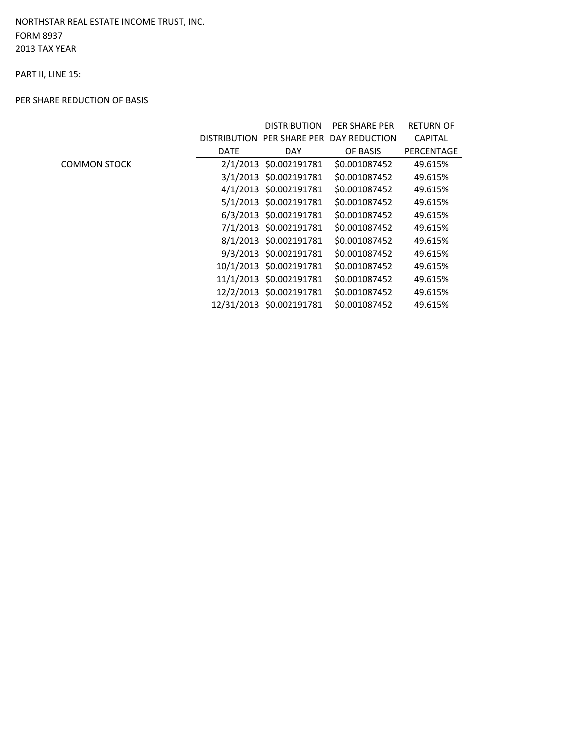NORTHSTAR REAL ESTATE INCOME TRUST, INC.
FORM 8937
2013 TAX YEAR

PART II, LINE 15:

PER SHARE REDUCTION OF BASIS

| | DISTRIBUTION DATE | DISTRIBUTION PER SHARE PER DAY | PER SHARE PER DAY REDUCTION OF BASIS | RETURN OF CAPITAL PERCENTAGE |
|---|---|---|---|---|
| COMMON STOCK | 2/1/2013 | $0.002191781 | $0.001087452 | 49.615% |
| | 3/1/2013 | $0.002191781 | $0.001087452 | 49.615% |
| | 4/1/2013 | $0.002191781 | $0.001087452 | 49.615% |
| | 5/1/2013 | $0.002191781 | $0.001087452 | 49.615% |
| | 6/3/2013 | $0.002191781 | $0.001087452 | 49.615% |
| | 7/1/2013 | $0.002191781 | $0.001087452 | 49.615% |
| | 8/1/2013 | $0.002191781 | $0.001087452 | 49.615% |
| | 9/3/2013 | $0.002191781 | $0.001087452 | 49.615% |
| | 10/1/2013 | $0.002191781 | $0.001087452 | 49.615% |
| | 11/1/2013 | $0.002191781 | $0.001087452 | 49.615% |
| | 12/2/2013 | $0.002191781 | $0.001087452 | 49.615% |
| | 12/31/2013 | $0.002191781 | $0.001087452 | 49.615% |